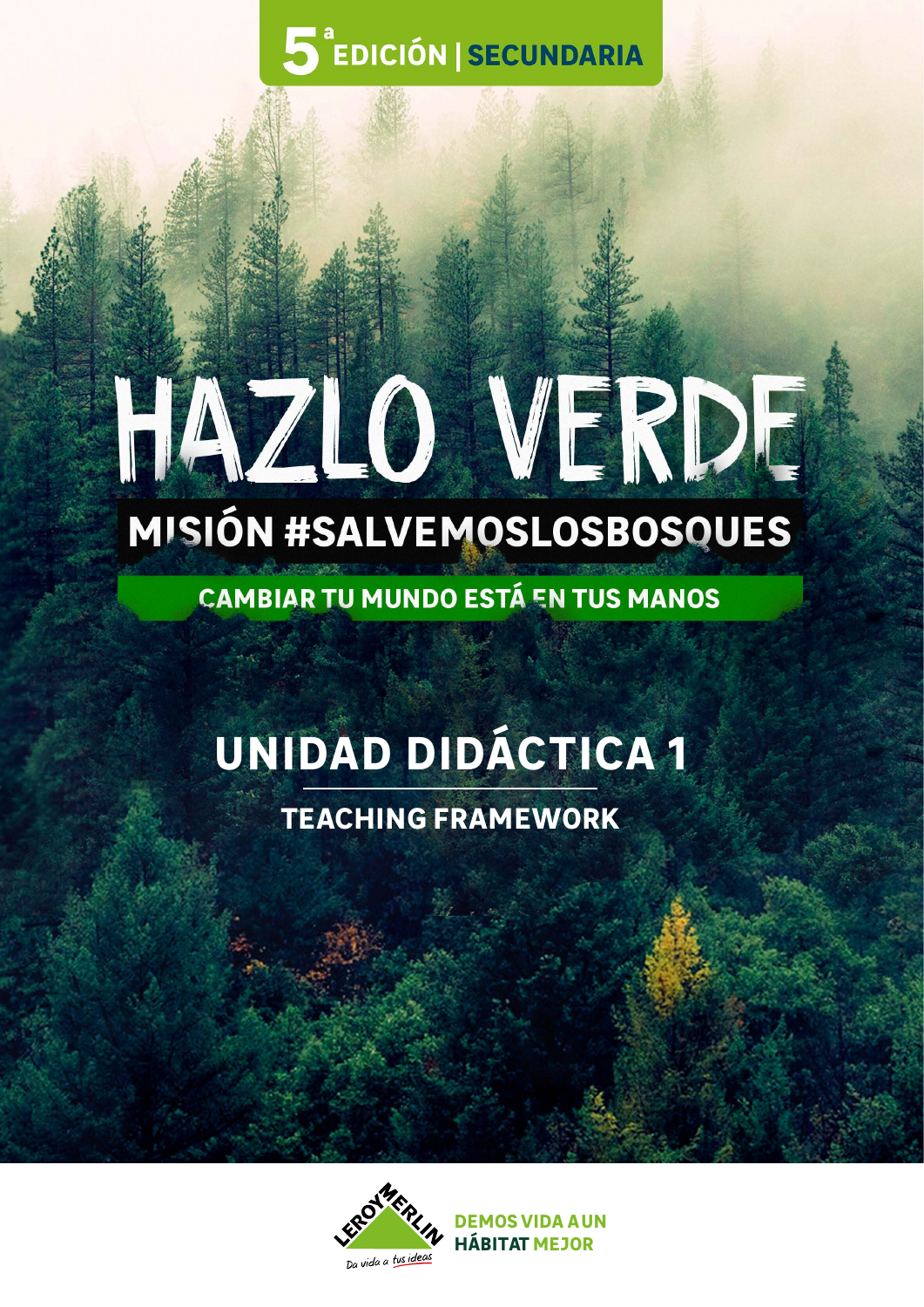5ª EDICIÓN | SECUNDARIA

# HAZLO VERDE

## MISIÓN #SALVEMOSLOSBOSQUES

CAMBIAR TU MUNDO ESTÁ EN TUS MANOS

# UNIDAD DIDÁCTICA 1

## TEACHING FRAMEWORK

LEROY MERLIN

Da vida a tus ideas

DEMOS VIDA A UN HÁBITAT MEJOR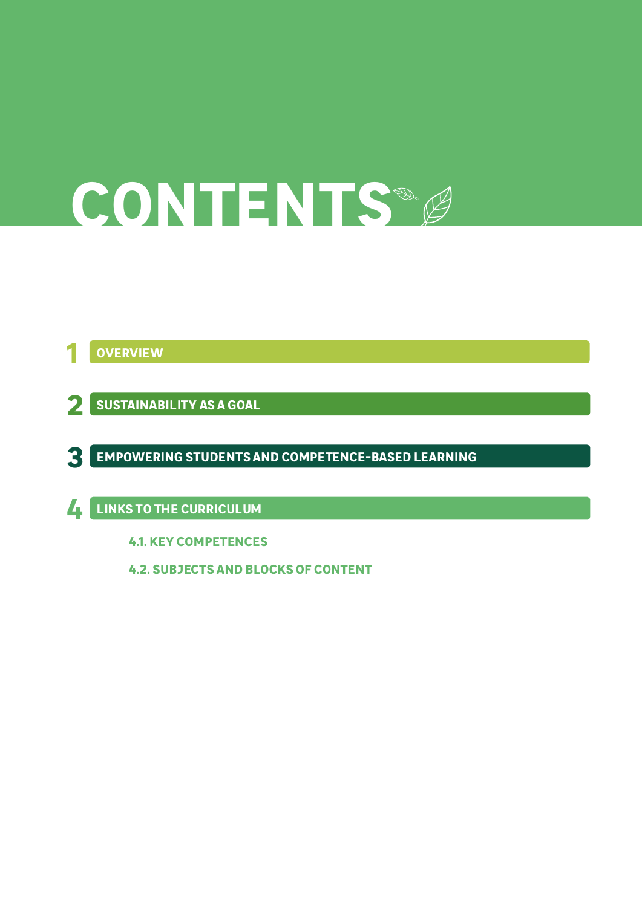# CONTENTS

1 OVERVIEW

2 SUSTAINABILITY AS A GOAL

3 EMPOWERING STUDENTS AND COMPETENCE-BASED LEARNING

4 LINKS TO THE CURRICULUM

- 4.1. KEY COMPETENCES
- 4.2. SUBJECTS AND BLOCKS OF CONTENT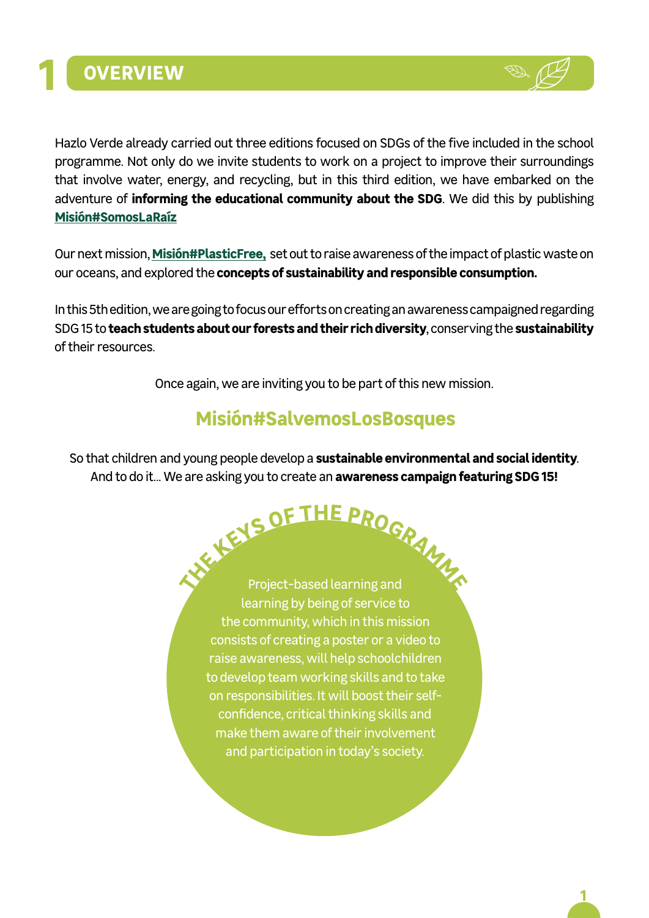# 1 OVERVIEW

Hazlo Verde already carried out three editions focused on SDGs of the five included in the school programme. Not only do we invite students to work on a project to improve their surroundings that involve water, energy, and recycling, but in this third edition, we have embarked on the adventure of **informing the educational community about the SDG**. We did this by publishing **Misión#SomosLaRaíz**

Our next mission, **Misión#PlasticFree,** set out to raise awareness of the impact of plastic waste on our oceans, and explored the **concepts of sustainability and responsible consumption.**

In this 5th edition, we are going to focus our efforts on creating an awareness campaigned regarding SDG 15 to **teach students about our forests and their rich diversity**, conserving the **sustainability** of their resources.

Once again, we are inviting you to be part of this new mission.

## Misión#SalvemosLosBosques

So that children and young people develop a **sustainable environmental and social identity**.
And to do it... We are asking you to create an **awareness campaign featuring SDG 15!**

### THE KEYS OF THE PROGRAMME

Project-based learning and learning by being of service to the community, which in this mission consists of creating a poster or a video to raise awareness, will help schoolchildren to develop team working skills and to take on responsibilities. It will boost their self-confidence, critical thinking skills and make them aware of their involvement and participation in today's society.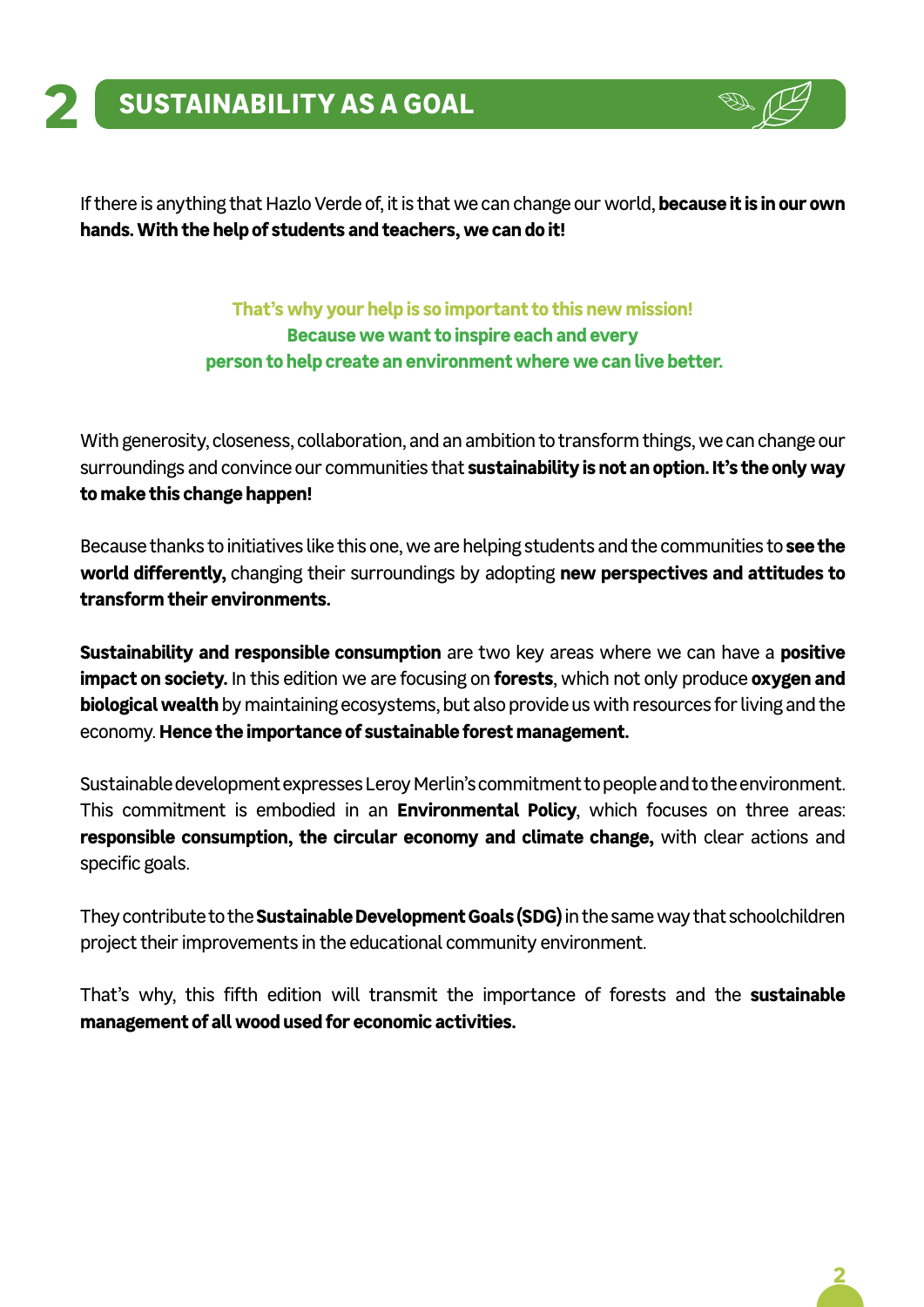## 2 SUSTAINABILITY AS A GOAL

If there is anything that Hazlo Verde of, it is that we can change our world, **because it is in our own hands. With the help of students and teachers, we can do it!**

**That's why your help is so important to this new mission!**
**Because we want to inspire each and every**
**person to help create an environment where we can live better.**

With generosity, closeness, collaboration, and an ambition to transform things, we can change our surroundings and convince our communities that **sustainability is not an option. It's the only way to make this change happen!**

Because thanks to initiatives like this one, we are helping students and the communities to **see the world differently,** changing their surroundings by adopting **new perspectives and attitudes to transform their environments.**

**Sustainability and responsible consumption** are two key areas where we can have a **positive impact on society.** In this edition we are focusing on **forests**, which not only produce **oxygen and biological wealth** by maintaining ecosystems, but also provide us with resources for living and the economy. **Hence the importance of sustainable forest management.**

Sustainable development expresses Leroy Merlin's commitment to people and to the environment. This commitment is embodied in an **Environmental Policy**, which focuses on three areas: **responsible consumption, the circular economy and climate change,** with clear actions and specific goals.

They contribute to the **Sustainable Development Goals (SDG)** in the same way that schoolchildren project their improvements in the educational community environment.

That's why, this fifth edition will transmit the importance of forests and the **sustainable management of all wood used for economic activities.**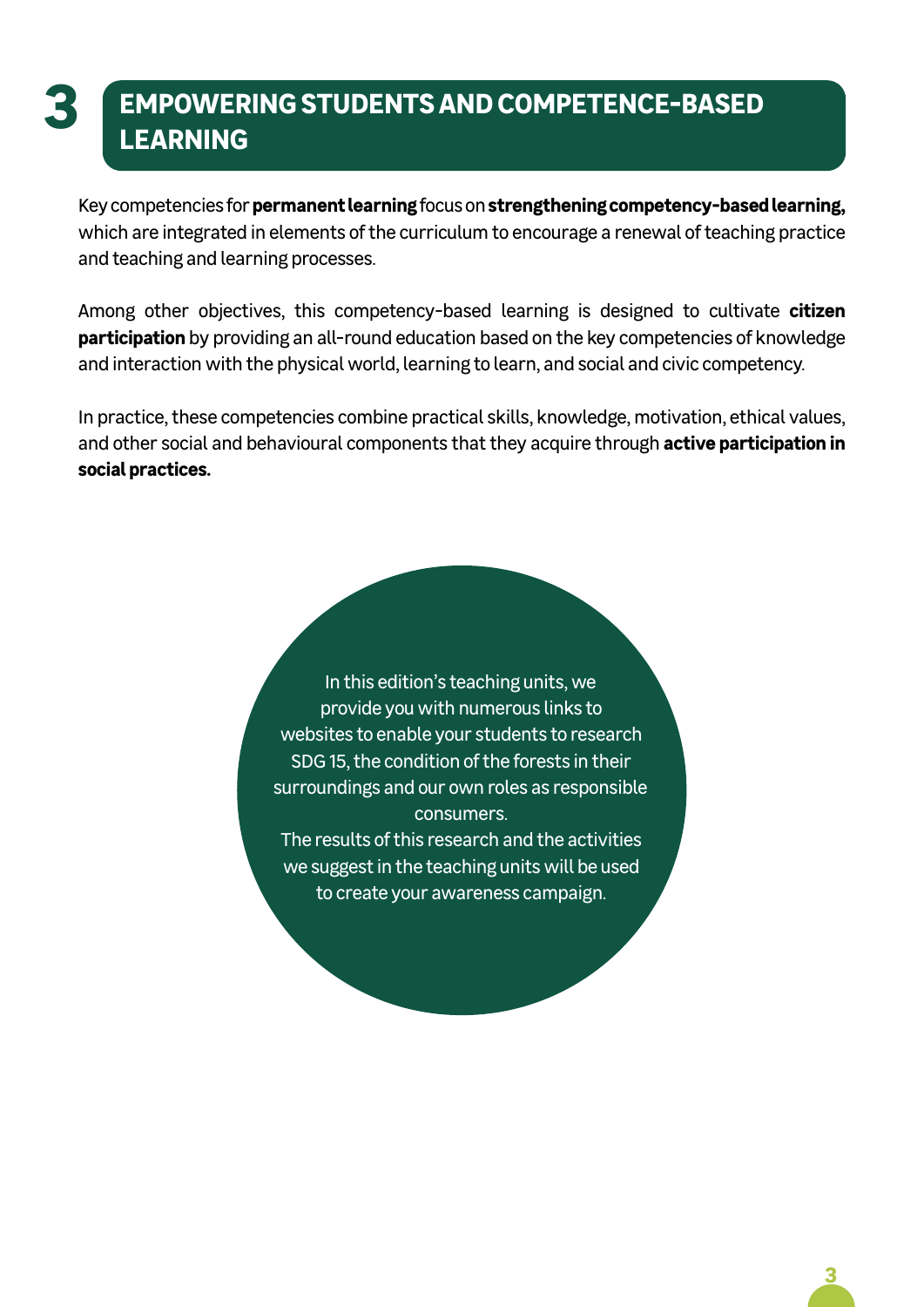# 3 EMPOWERING STUDENTS AND COMPETENCE-BASED LEARNING

Key competencies for **permanent learning** focus on **strengthening competency-based learning,** which are integrated in elements of the curriculum to encourage a renewal of teaching practice and teaching and learning processes.

Among other objectives, this competency-based learning is designed to cultivate **citizen participation** by providing an all-round education based on the key competencies of knowledge and interaction with the physical world, learning to learn, and social and civic competency.

In practice, these competencies combine practical skills, knowledge, motivation, ethical values, and other social and behavioural components that they acquire through **active participation in social practices.**

In this edition's teaching units, we provide you with numerous links to websites to enable your students to research SDG 15, the condition of the forests in their surroundings and our own roles as responsible consumers.
The results of this research and the activities we suggest in the teaching units will be used to create your awareness campaign.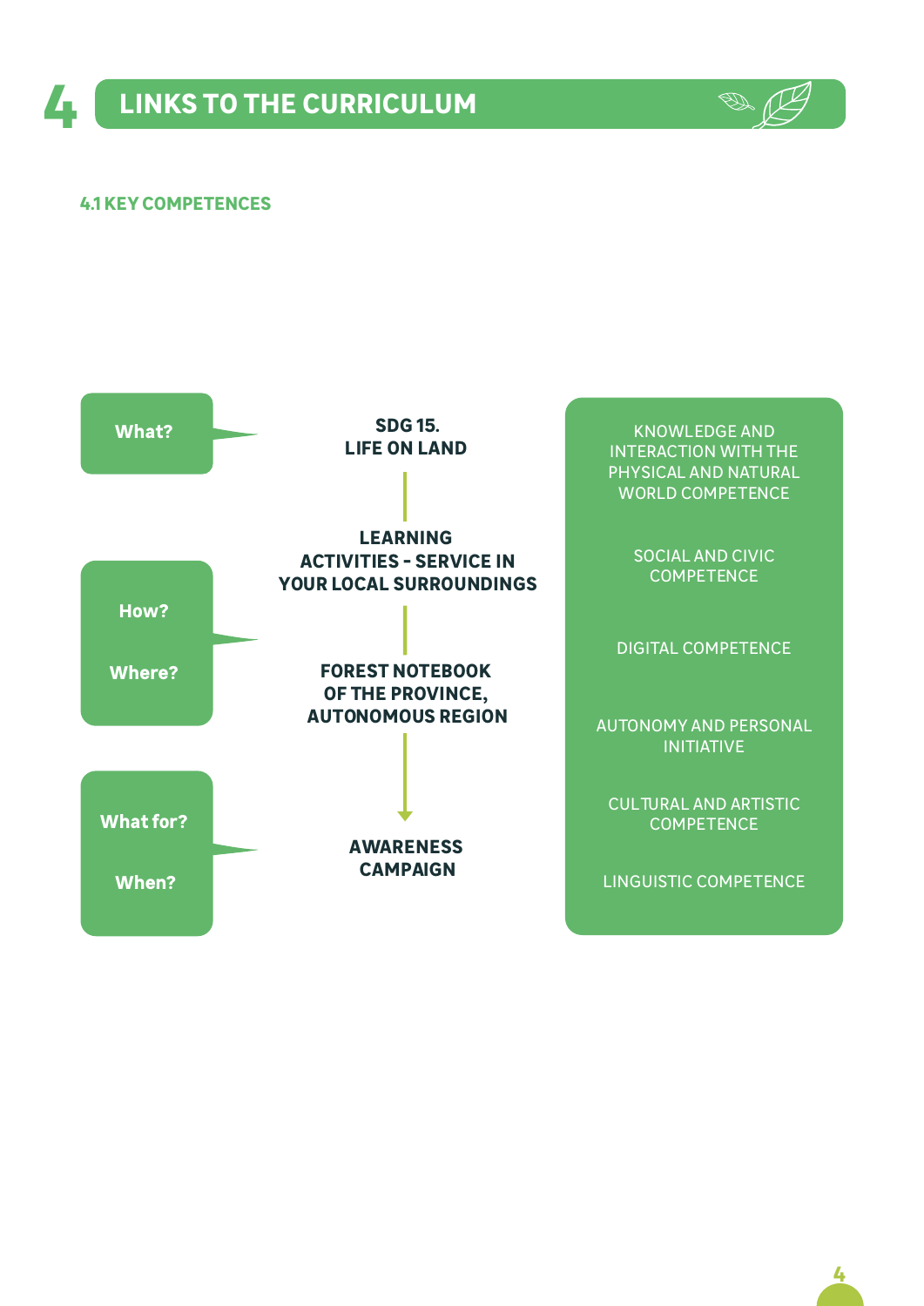# 4 LINKS TO THE CURRICULUM

## 4.1 KEY COMPETENCES

**What?** → **SDG 15. LIFE ON LAND**

**How?** / **Where?** → **LEARNING ACTIVITIES - SERVICE IN YOUR LOCAL SURROUNDINGS** → **FOREST NOTEBOOK OF THE PROVINCE, AUTONOMOUS REGION**

**What for?** / **When?** → **AWARENESS CAMPAIGN**

- KNOWLEDGE AND INTERACTION WITH THE PHYSICAL AND NATURAL WORLD COMPETENCE
- SOCIAL AND CIVIC COMPETENCE
- DIGITAL COMPETENCE
- AUTONOMY AND PERSONAL INITIATIVE
- CULTURAL AND ARTISTIC COMPETENCE
- LINGUISTIC COMPETENCE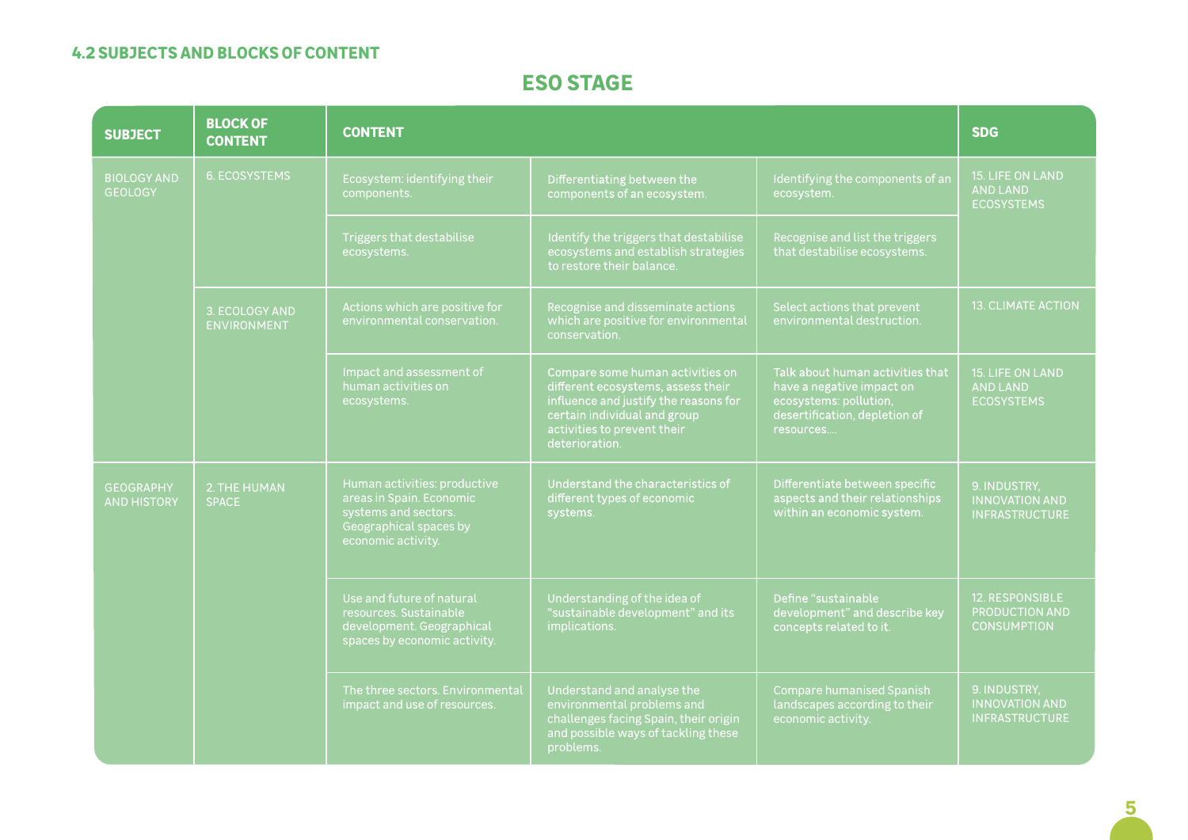#### 4.2 SUBJECTS AND BLOCKS OF CONTENT

## ESO STAGE

| SUBJECT | BLOCK OF CONTENT | CONTENT | | | SDG |
|---|---|---|---|---|---|
| BIOLOGY AND GEOLOGY | 6. ECOSYSTEMS | Ecosystem: identifying their components. | Differentiating between the components of an ecosystem. | Identifying the components of an ecosystem. | 15. LIFE ON LAND AND LAND ECOSYSTEMS |
| | | Triggers that destabilise ecosystems. | Identify the triggers that destabilise ecosystems and establish strategies to restore their balance. | Recognise and list the triggers that destabilise ecosystems. | |
| | 3. ECOLOGY AND ENVIRONMENT | Actions which are positive for environmental conservation. | Recognise and disseminate actions which are positive for environmental conservation. | Select actions that prevent environmental destruction. | 13. CLIMATE ACTION |
| | | Impact and assessment of human activities on ecosystems. | Compare some human activities on different ecosystems, assess their influence and justify the reasons for certain individual and group activities to prevent their deterioration. | Talk about human activities that have a negative impact on ecosystems: pollution, desertification, depletion of resources.... | 15. LIFE ON LAND AND LAND ECOSYSTEMS |
| GEOGRAPHY AND HISTORY | 2. THE HUMAN SPACE | Human activities: productive areas in Spain. Economic systems and sectors. Geographical spaces by economic activity. | Understand the characteristics of different types of economic systems. | Differentiate between specific aspects and their relationships within an economic system. | 9. INDUSTRY, INNOVATION AND INFRASTRUCTURE |
| | | Use and future of natural resources. Sustainable development. Geographical spaces by economic activity. | Understanding of the idea of "sustainable development" and its implications. | Define "sustainable development" and describe key concepts related to it. | 12. RESPONSIBLE PRODUCTION AND CONSUMPTION |
| | | The three sectors. Environmental impact and use of resources. | Understand and analyse the environmental problems and challenges facing Spain, their origin and possible ways of tackling these problems. | Compare humanised Spanish landscapes according to their economic activity. | 9. INDUSTRY, INNOVATION AND INFRASTRUCTURE |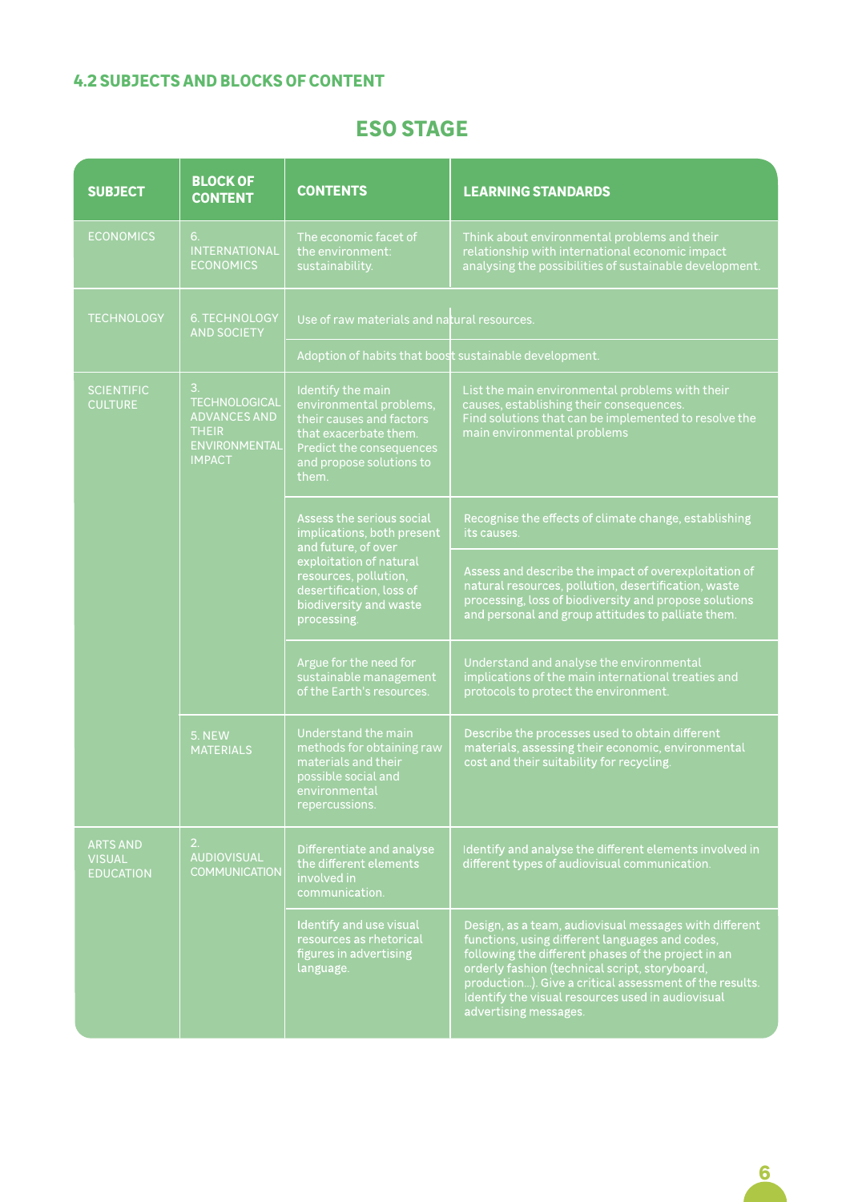### 4.2 SUBJECTS AND BLOCKS OF CONTENT

## ESO STAGE

| SUBJECT | BLOCK OF CONTENT | CONTENTS | LEARNING STANDARDS |
|---|---|---|---|
| ECONOMICS | 6. INTERNATIONAL ECONOMICS | The economic facet of the environment: sustainability. | Think about environmental problems and their relationship with international economic impact analysing the possibilities of sustainable development. |
| TECHNOLOGY | 6. TECHNOLOGY AND SOCIETY | Use of raw materials and natural resources. | |
| | | Adoption of habits that boost sustainable development. | |
| SCIENTIFIC CULTURE | 3. TECHNOLOGICAL ADVANCES AND THEIR ENVIRONMENTAL IMPACT | Identify the main environmental problems, their causes and factors that exacerbate them. Predict the consequences and propose solutions to them. | List the main environmental problems with their causes, establishing their consequences.<br>Find solutions that can be implemented to resolve the main environmental problems |
| | | Assess the serious social implications, both present and future, of over exploitation of natural resources, pollution, desertification, loss of biodiversity and waste processing. | Recognise the effects of climate change, establishing its causes. |
| | | | Assess and describe the impact of overexploitation of natural resources, pollution, desertification, waste processing, loss of biodiversity and propose solutions and personal and group attitudes to palliate them. |
| | | Argue for the need for sustainable management of the Earth's resources. | Understand and analyse the environmental implications of the main international treaties and protocols to protect the environment. |
| | 5. NEW MATERIALS | Understand the main methods for obtaining raw materials and their possible social and environmental repercussions. | Describe the processes used to obtain different materials, assessing their economic, environmental cost and their suitability for recycling. |
| ARTS AND VISUAL EDUCATION | 2. AUDIOVISUAL COMMUNICATION | Differentiate and analyse the different elements involved in communication. | Identify and analyse the different elements involved in different types of audiovisual communication. |
| | | Identify and use visual resources as rhetorical figures in advertising language. | Design, as a team, audiovisual messages with different functions, using different languages and codes, following the different phases of the project in an orderly fashion (technical script, storyboard, production...). Give a critical assessment of the results. Identify the visual resources used in audiovisual advertising messages. |